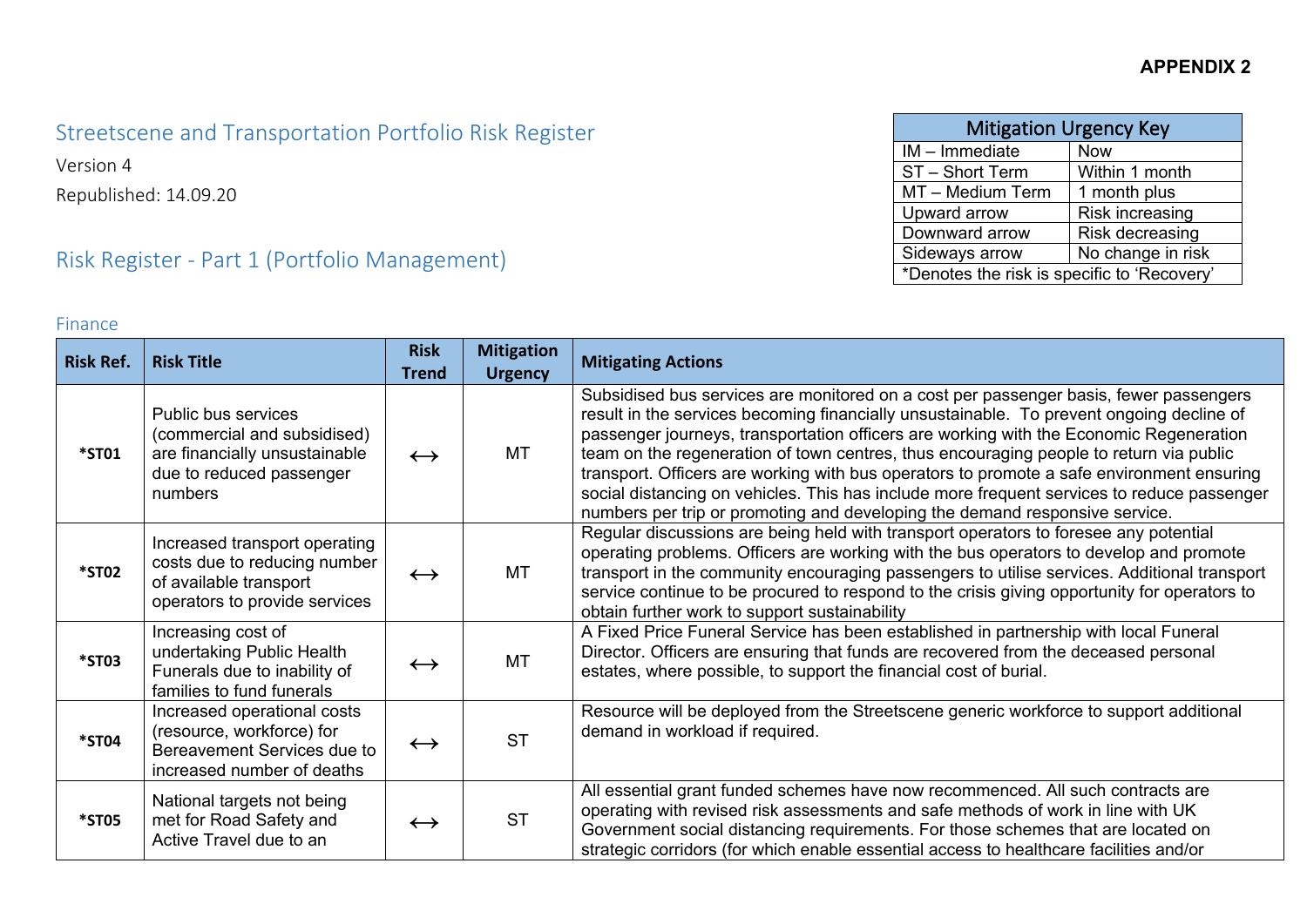**APPENDIX 2**

# Streetscene and Transportation Portfolio Risk Register

Version 4

Republished: 14.09.20

| Mitigation Urgency Key | |
|---|---|
| IM – Immediate | Now |
| ST – Short Term | Within 1 month |
| MT – Medium Term | 1 month plus |
| Upward arrow | Risk increasing |
| Downward arrow | Risk decreasing |
| Sideways arrow | No change in risk |
| *Denotes the risk is specific to 'Recovery' | |

## Risk Register - Part 1 (Portfolio Management)

### Finance

| Risk Ref. | Risk Title | Risk Trend | Mitigation Urgency | Mitigating Actions |
|---|---|---|---|---|
| **\*ST01** | Public bus services (commercial and subsidised) are financially unsustainable due to reduced passenger numbers | ↔ | MT | Subsidised bus services are monitored on a cost per passenger basis, fewer passengers result in the services becoming financially unsustainable. To prevent ongoing decline of passenger journeys, transportation officers are working with the Economic Regeneration team on the regeneration of town centres, thus encouraging people to return via public transport. Officers are working with bus operators to promote a safe environment ensuring social distancing on vehicles. This has include more frequent services to reduce passenger numbers per trip or promoting and developing the demand responsive service. |
| **\*ST02** | Increased transport operating costs due to reducing number of available transport operators to provide services | ↔ | MT | Regular discussions are being held with transport operators to foresee any potential operating problems. Officers are working with the bus operators to develop and promote transport in the community encouraging passengers to utilise services. Additional transport service continue to be procured to respond to the crisis giving opportunity for operators to obtain further work to support sustainability |
| **\*ST03** | Increasing cost of undertaking Public Health Funerals due to inability of families to fund funerals | ↔ | MT | A Fixed Price Funeral Service has been established in partnership with local Funeral Director. Officers are ensuring that funds are recovered from the deceased personal estates, where possible, to support the financial cost of burial. |
| **\*ST04** | Increased operational costs (resource, workforce) for Bereavement Services due to increased number of deaths | ↔ | ST | Resource will be deployed from the Streetscene generic workforce to support additional demand in workload if required. |
| **\*ST05** | National targets not being met for Road Safety and Active Travel due to an | ↔ | ST | All essential grant funded schemes have now recommenced. All such contracts are operating with revised risk assessments and safe methods of work in line with UK Government social distancing requirements. For those schemes that are located on strategic corridors (for which enable essential access to healthcare facilities and/or |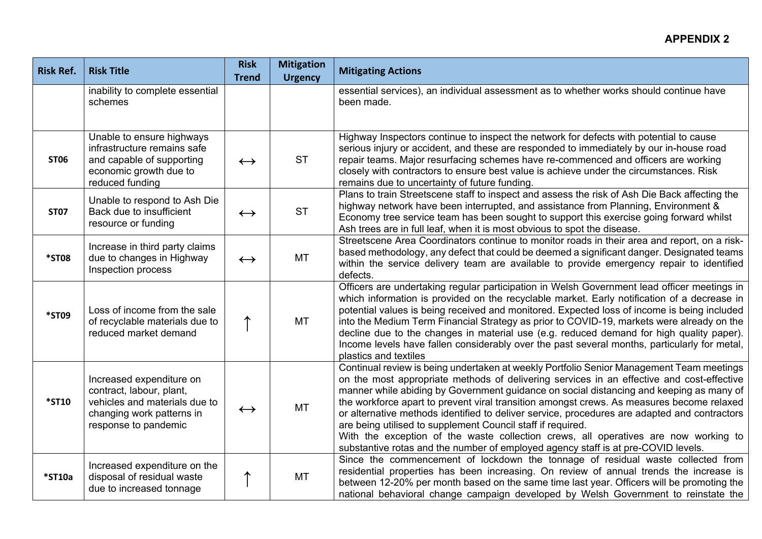**APPENDIX 2**

| Risk Ref. | Risk Title | Risk Trend | Mitigation Urgency | Mitigating Actions |
|---|---|---|---|---|
| | inability to complete essential schemes | | | essential services), an individual assessment as to whether works should continue have been made. |
| **ST06** | Unable to ensure highways infrastructure remains safe and capable of supporting economic growth due to reduced funding | ↔ | ST | Highway Inspectors continue to inspect the network for defects with potential to cause serious injury or accident, and these are responded to immediately by our in-house road repair teams. Major resurfacing schemes have re-commenced and officers are working closely with contractors to ensure best value is achieve under the circumstances. Risk remains due to uncertainty of future funding. |
| **ST07** | Unable to respond to Ash Die Back due to insufficient resource or funding | ↔ | ST | Plans to train Streetscene staff to inspect and assess the risk of Ash Die Back affecting the highway network have been interrupted, and assistance from Planning, Environment & Economy tree service team has been sought to support this exercise going forward whilst Ash trees are in full leaf, when it is most obvious to spot the disease. |
| **\*ST08** | Increase in third party claims due to changes in Highway Inspection process | ↔ | MT | Streetscene Area Coordinators continue to monitor roads in their area and report, on a risk-based methodology, any defect that could be deemed a significant danger. Designated teams within the service delivery team are available to provide emergency repair to identified defects. |
| **\*ST09** | Loss of income from the sale of recyclable materials due to reduced market demand | ↑ | MT | Officers are undertaking regular participation in Welsh Government lead officer meetings in which information is provided on the recyclable market. Early notification of a decrease in potential values is being received and monitored. Expected loss of income is being included into the Medium Term Financial Strategy as prior to COVID-19, markets were already on the decline due to the changes in material use (e.g. reduced demand for high quality paper). Income levels have fallen considerably over the past several months, particularly for metal, plastics and textiles |
| **\*ST10** | Increased expenditure on contract, labour, plant, vehicles and materials due to changing work patterns in response to pandemic | ↔ | MT | Continual review is being undertaken at weekly Portfolio Senior Management Team meetings on the most appropriate methods of delivering services in an effective and cost-effective manner while abiding by Government guidance on social distancing and keeping as many of the workforce apart to prevent viral transition amongst crews. As measures become relaxed or alternative methods identified to deliver service, procedures are adapted and contractors are being utilised to supplement Council staff if required.<br>With the exception of the waste collection crews, all operatives are now working to substantive rotas and the number of employed agency staff is at pre-COVID levels. |
| **\*ST10a** | Increased expenditure on the disposal of residual waste due to increased tonnage | ↑ | MT | Since the commencement of lockdown the tonnage of residual waste collected from residential properties has been increasing. On review of annual trends the increase is between 12-20% per month based on the same time last year. Officers will be promoting the national behavioral change campaign developed by Welsh Government to reinstate the |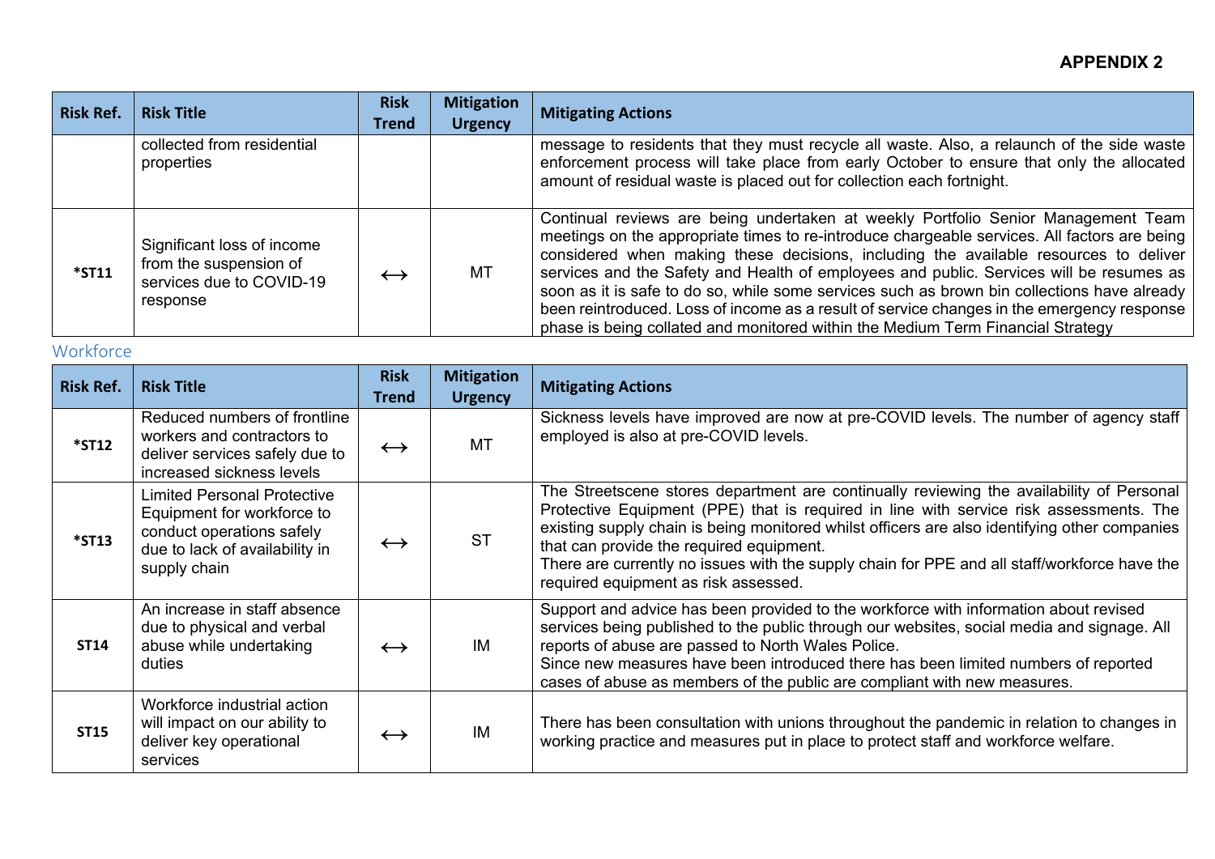**APPENDIX 2**

| Risk Ref. | Risk Title | Risk Trend | Mitigation Urgency | Mitigating Actions |
|---|---|---|---|---|
| | collected from residential properties | | | message to residents that they must recycle all waste. Also, a relaunch of the side waste enforcement process will take place from early October to ensure that only the allocated amount of residual waste is placed out for collection each fortnight. |
| *ST11 | Significant loss of income from the suspension of services due to COVID-19 response | ⟷ | MT | Continual reviews are being undertaken at weekly Portfolio Senior Management Team meetings on the appropriate times to re-introduce chargeable services. All factors are being considered when making these decisions, including the available resources to deliver services and the Safety and Health of employees and public. Services will be resumes as soon as it is safe to do so, while some services such as brown bin collections have already been reintroduced. Loss of income as a result of service changes in the emergency response phase is being collated and monitored within the Medium Term Financial Strategy |

## Workforce

| Risk Ref. | Risk Title | Risk Trend | Mitigation Urgency | Mitigating Actions |
|---|---|---|---|---|
| *ST12 | Reduced numbers of frontline workers and contractors to deliver services safely due to increased sickness levels | ⟷ | MT | Sickness levels have improved are now at pre-COVID levels. The number of agency staff employed is also at pre-COVID levels. |
| *ST13 | Limited Personal Protective Equipment for workforce to conduct operations safely due to lack of availability in supply chain | ⟷ | ST | The Streetscene stores department are continually reviewing the availability of Personal Protective Equipment (PPE) that is required in line with service risk assessments. The existing supply chain is being monitored whilst officers are also identifying other companies that can provide the required equipment.<br>There are currently no issues with the supply chain for PPE and all staff/workforce have the required equipment as risk assessed. |
| ST14 | An increase in staff absence due to physical and verbal abuse while undertaking duties | ⟷ | IM | Support and advice has been provided to the workforce with information about revised services being published to the public through our websites, social media and signage. All reports of abuse are passed to North Wales Police.<br>Since new measures have been introduced there has been limited numbers of reported cases of abuse as members of the public are compliant with new measures. |
| ST15 | Workforce industrial action will impact on our ability to deliver key operational services | ⟷ | IM | There has been consultation with unions throughout the pandemic in relation to changes in working practice and measures put in place to protect staff and workforce welfare. |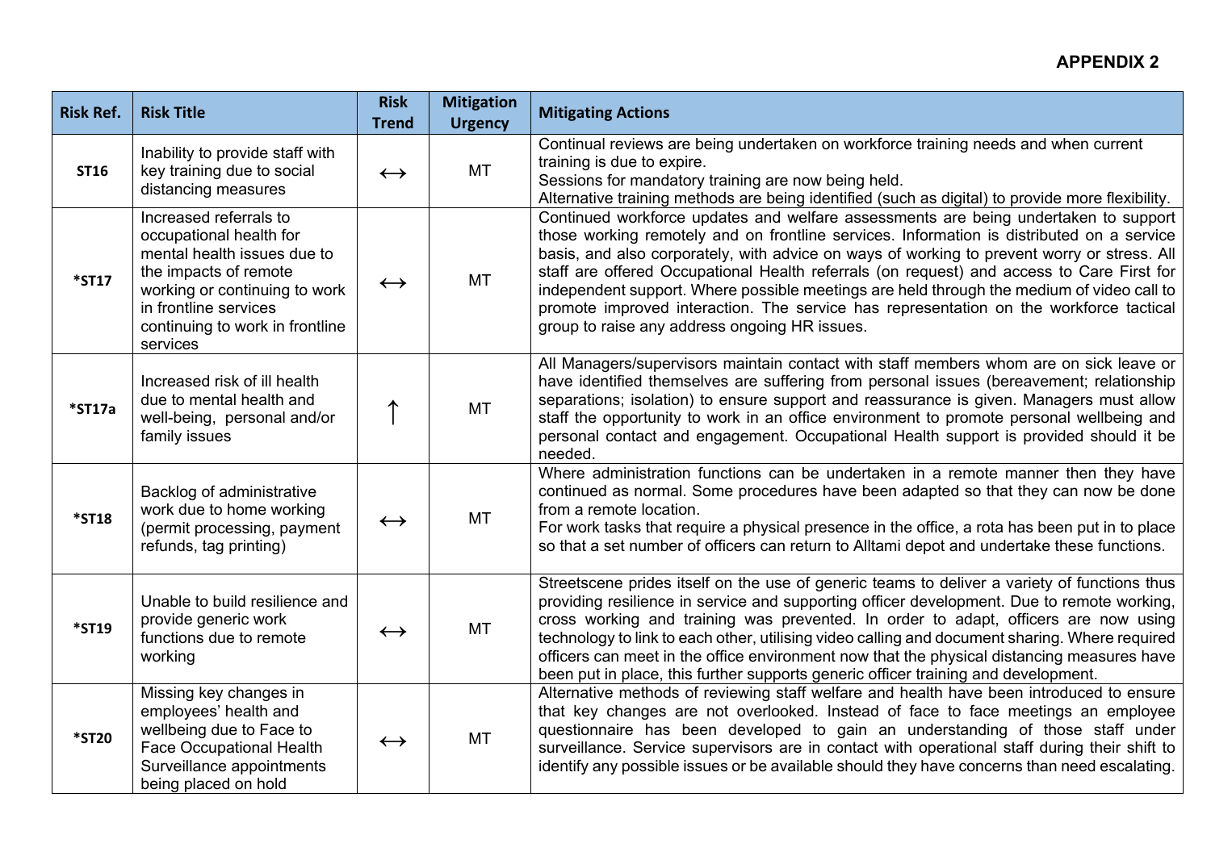**APPENDIX 2**

| Risk Ref. | Risk Title | Risk Trend | Mitigation Urgency | Mitigating Actions |
|---|---|---|---|---|
| **ST16** | Inability to provide staff with key training due to social distancing measures | ↔ | MT | Continual reviews are being undertaken on workforce training needs and when current training is due to expire.<br>Sessions for mandatory training are now being held.<br>Alternative training methods are being identified (such as digital) to provide more flexibility. |
| ***ST17** | Increased referrals to occupational health for mental health issues due to the impacts of remote working or continuing to work in frontline services continuing to work in frontline services | ↔ | MT | Continued workforce updates and welfare assessments are being undertaken to support those working remotely and on frontline services. Information is distributed on a service basis, and also corporately, with advice on ways of working to prevent worry or stress. All staff are offered Occupational Health referrals (on request) and access to Care First for independent support. Where possible meetings are held through the medium of video call to promote improved interaction. The service has representation on the workforce tactical group to raise any address ongoing HR issues. |
| ***ST17a** | Increased risk of ill health due to mental health and well-being, personal and/or family issues | ↑ | MT | All Managers/supervisors maintain contact with staff members whom are on sick leave or have identified themselves are suffering from personal issues (bereavement; relationship separations; isolation) to ensure support and reassurance is given. Managers must allow staff the opportunity to work in an office environment to promote personal wellbeing and personal contact and engagement. Occupational Health support is provided should it be needed. |
| ***ST18** | Backlog of administrative work due to home working (permit processing, payment refunds, tag printing) | ↔ | MT | Where administration functions can be undertaken in a remote manner then they have continued as normal. Some procedures have been adapted so that they can now be done from a remote location.<br>For work tasks that require a physical presence in the office, a rota has been put in to place so that a set number of officers can return to Alltami depot and undertake these functions. |
| ***ST19** | Unable to build resilience and provide generic work functions due to remote working | ↔ | MT | Streetscene prides itself on the use of generic teams to deliver a variety of functions thus providing resilience in service and supporting officer development. Due to remote working, cross working and training was prevented. In order to adapt, officers are now using technology to link to each other, utilising video calling and document sharing. Where required officers can meet in the office environment now that the physical distancing measures have been put in place, this further supports generic officer training and development. |
| ***ST20** | Missing key changes in employees' health and wellbeing due to Face to Face Occupational Health Surveillance appointments being placed on hold | ↔ | MT | Alternative methods of reviewing staff welfare and health have been introduced to ensure that key changes are not overlooked. Instead of face to face meetings an employee questionnaire has been developed to gain an understanding of those staff under surveillance. Service supervisors are in contact with operational staff during their shift to identify any possible issues or be available should they have concerns than need escalating. |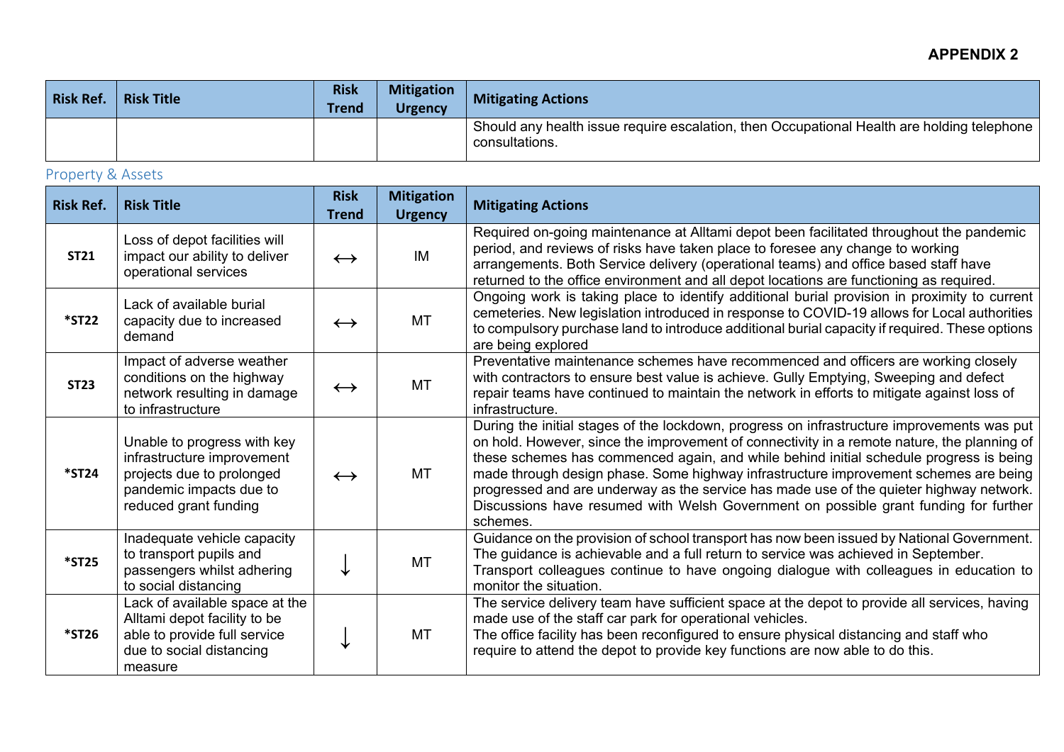## APPENDIX 2

| Risk Ref. | Risk Title | Risk Trend | Mitigation Urgency | Mitigating Actions |
|---|---|---|---|---|
| | | | | Should any health issue require escalation, then Occupational Health are holding telephone consultations. |

### Property & Assets

| Risk Ref. | Risk Title | Risk Trend | Mitigation Urgency | Mitigating Actions |
|---|---|---|---|---|
| **ST21** | Loss of depot facilities will impact our ability to deliver operational services | ↔ | IM | Required on-going maintenance at Alltami depot been facilitated throughout the pandemic period, and reviews of risks have taken place to foresee any change to working arrangements. Both Service delivery (operational teams) and office based staff have returned to the office environment and all depot locations are functioning as required. |
| **\*ST22** | Lack of available burial capacity due to increased demand | ↔ | MT | Ongoing work is taking place to identify additional burial provision in proximity to current cemeteries. New legislation introduced in response to COVID-19 allows for Local authorities to compulsory purchase land to introduce additional burial capacity if required. These options are being explored |
| **ST23** | Impact of adverse weather conditions on the highway network resulting in damage to infrastructure | ↔ | MT | Preventative maintenance schemes have recommenced and officers are working closely with contractors to ensure best value is achieve. Gully Emptying, Sweeping and defect repair teams have continued to maintain the network in efforts to mitigate against loss of infrastructure. |
| **\*ST24** | Unable to progress with key infrastructure improvement projects due to prolonged pandemic impacts due to reduced grant funding | ↔ | MT | During the initial stages of the lockdown, progress on infrastructure improvements was put on hold. However, since the improvement of connectivity in a remote nature, the planning of these schemes has commenced again, and while behind initial schedule progress is being made through design phase. Some highway infrastructure improvement schemes are being progressed and are underway as the service has made use of the quieter highway network. Discussions have resumed with Welsh Government on possible grant funding for further schemes. |
| **\*ST25** | Inadequate vehicle capacity to transport pupils and passengers whilst adhering to social distancing | ↓ | MT | Guidance on the provision of school transport has now been issued by National Government. The guidance is achievable and a full return to service was achieved in September. Transport colleagues continue to have ongoing dialogue with colleagues in education to monitor the situation. |
| **\*ST26** | Lack of available space at the Alltami depot facility to be able to provide full service due to social distancing measure | ↓ | MT | The service delivery team have sufficient space at the depot to provide all services, having made use of the staff car park for operational vehicles. The office facility has been reconfigured to ensure physical distancing and staff who require to attend the depot to provide key functions are now able to do this. |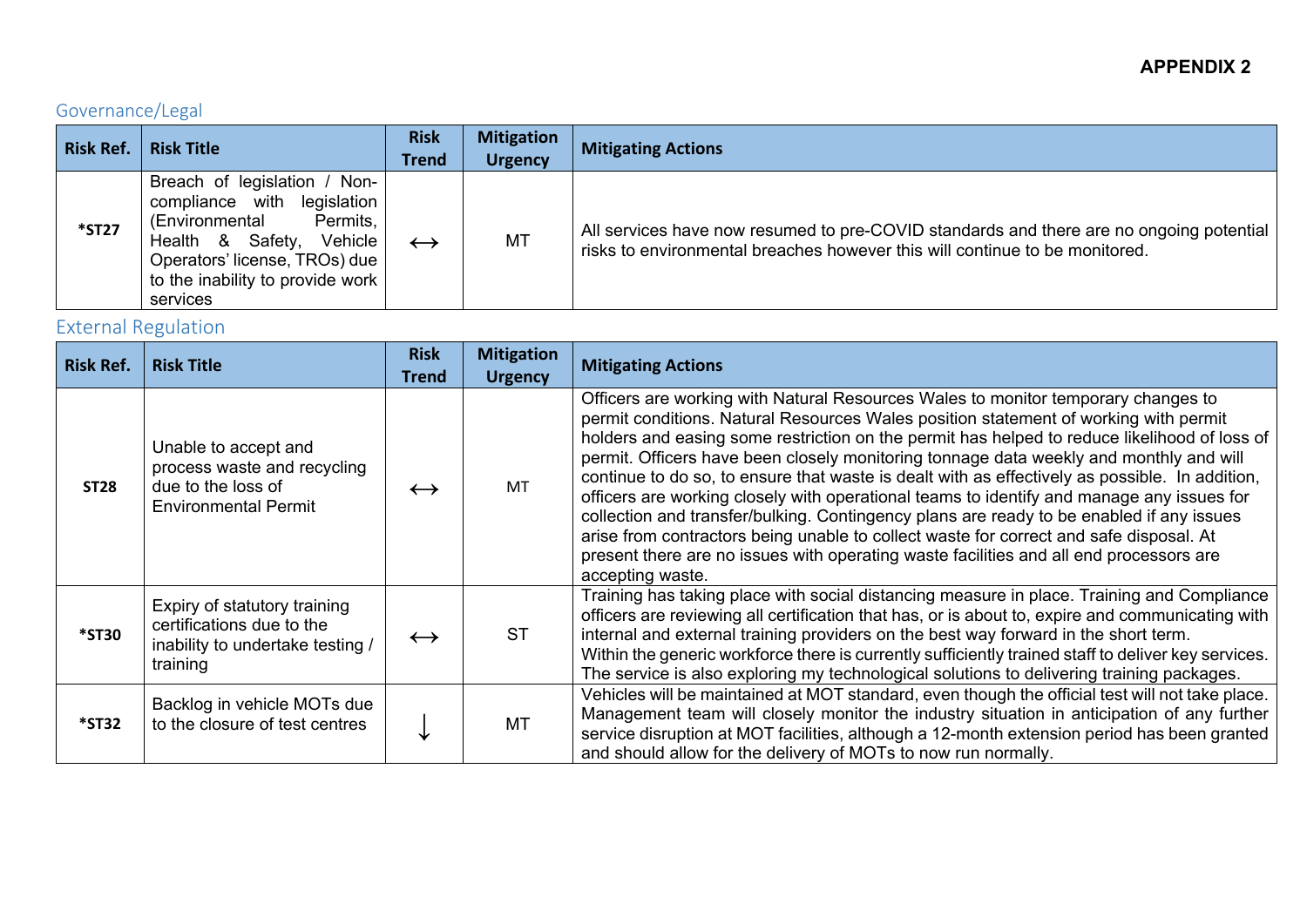**APPENDIX 2**

## Governance/Legal

| Risk Ref. | Risk Title | Risk Trend | Mitigation Urgency | Mitigating Actions |
|---|---|---|---|---|
| *ST27 | Breach of legislation / Non-compliance with legislation (Environmental Permits, Health & Safety, Vehicle Operators' license, TROs) due to the inability to provide work services | ↔ | MT | All services have now resumed to pre-COVID standards and there are no ongoing potential risks to environmental breaches however this will continue to be monitored. |

## External Regulation

| Risk Ref. | Risk Title | Risk Trend | Mitigation Urgency | Mitigating Actions |
|---|---|---|---|---|
| ST28 | Unable to accept and process waste and recycling due to the loss of Environmental Permit | ↔ | MT | Officers are working with Natural Resources Wales to monitor temporary changes to permit conditions. Natural Resources Wales position statement of working with permit holders and easing some restriction on the permit has helped to reduce likelihood of loss of permit. Officers have been closely monitoring tonnage data weekly and monthly and will continue to do so, to ensure that waste is dealt with as effectively as possible. In addition, officers are working closely with operational teams to identify and manage any issues for collection and transfer/bulking. Contingency plans are ready to be enabled if any issues arise from contractors being unable to collect waste for correct and safe disposal. At present there are no issues with operating waste facilities and all end processors are accepting waste. |
| *ST30 | Expiry of statutory training certifications due to the inability to undertake testing / training | ↔ | ST | Training has taking place with social distancing measure in place. Training and Compliance officers are reviewing all certification that has, or is about to, expire and communicating with internal and external training providers on the best way forward in the short term. Within the generic workforce there is currently sufficiently trained staff to deliver key services. The service is also exploring my technological solutions to delivering training packages. |
| *ST32 | Backlog in vehicle MOTs due to the closure of test centres | ↓ | MT | Vehicles will be maintained at MOT standard, even though the official test will not take place. Management team will closely monitor the industry situation in anticipation of any further service disruption at MOT facilities, although a 12-month extension period has been granted and should allow for the delivery of MOTs to now run normally. |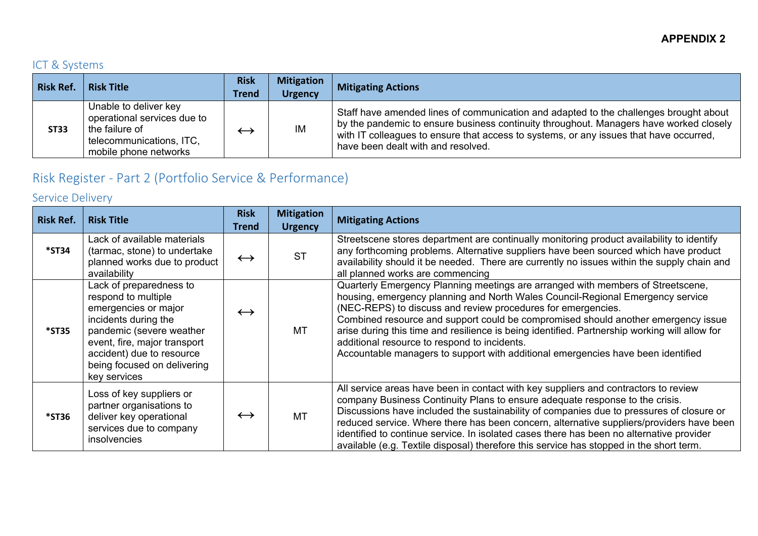**APPENDIX 2**

### ICT & Systems

| Risk Ref. | Risk Title | Risk Trend | Mitigation Urgency | Mitigating Actions |
|---|---|---|---|---|
| **ST33** | Unable to deliver key operational services due to the failure of telecommunications, ITC, mobile phone networks | ↔ | IM | Staff have amended lines of communication and adapted to the challenges brought about by the pandemic to ensure business continuity throughout. Managers have worked closely with IT colleagues to ensure that access to systems, or any issues that have occurred, have been dealt with and resolved. |

## Risk Register - Part 2 (Portfolio Service & Performance)

### Service Delivery

| Risk Ref. | Risk Title | Risk Trend | Mitigation Urgency | Mitigating Actions |
|---|---|---|---|---|
| ***ST34** | Lack of available materials (tarmac, stone) to undertake planned works due to product availability | ↔ | ST | Streetscene stores department are continually monitoring product availability to identify any forthcoming problems. Alternative suppliers have been sourced which have product availability should it be needed. There are currently no issues within the supply chain and all planned works are commencing |
| ***ST35** | Lack of preparedness to respond to multiple emergencies or major incidents during the pandemic (severe weather event, fire, major transport accident) due to resource being focused on delivering key services | ↔ | MT | Quarterly Emergency Planning meetings are arranged with members of Streetscene, housing, emergency planning and North Wales Council-Regional Emergency service (NEC-REPS) to discuss and review procedures for emergencies.<br>Combined resource and support could be compromised should another emergency issue arise during this time and resilience is being identified. Partnership working will allow for additional resource to respond to incidents.<br>Accountable managers to support with additional emergencies have been identified |
| ***ST36** | Loss of key suppliers or partner organisations to deliver key operational services due to company insolvencies | ↔ | MT | All service areas have been in contact with key suppliers and contractors to review company Business Continuity Plans to ensure adequate response to the crisis. Discussions have included the sustainability of companies due to pressures of closure or reduced service. Where there has been concern, alternative suppliers/providers have been identified to continue service. In isolated cases there has been no alternative provider available (e.g. Textile disposal) therefore this service has stopped in the short term. |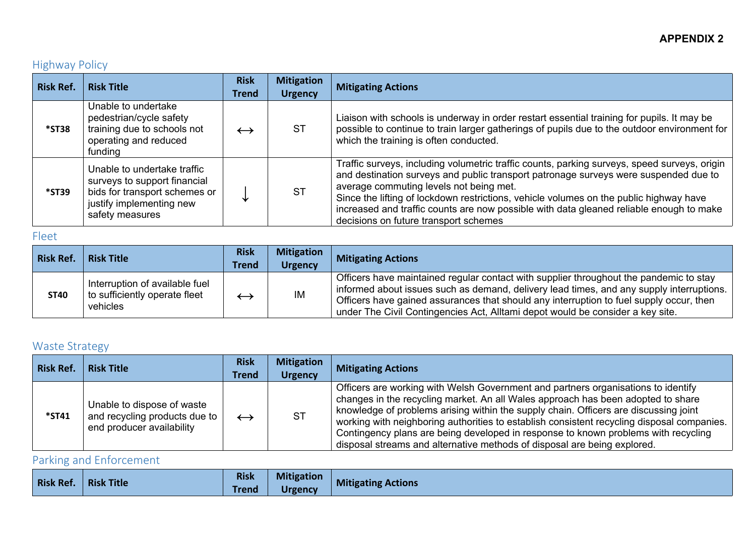**APPENDIX 2**

## Highway Policy

| Risk Ref. | Risk Title | Risk Trend | Mitigation Urgency | Mitigating Actions |
|---|---|---|---|---|
| *ST38 | Unable to undertake pedestrian/cycle safety training due to schools not operating and reduced funding | ↔ | ST | Liaison with schools is underway in order restart essential training for pupils. It may be possible to continue to train larger gatherings of pupils due to the outdoor environment for which the training is often conducted. |
| *ST39 | Unable to undertake traffic surveys to support financial bids for transport schemes or justify implementing new safety measures | ↓ | ST | Traffic surveys, including volumetric traffic counts, parking surveys, speed surveys, origin and destination surveys and public transport patronage surveys were suspended due to average commuting levels not being met.<br>Since the lifting of lockdown restrictions, vehicle volumes on the public highway have increased and traffic counts are now possible with data gleaned reliable enough to make decisions on future transport schemes |

## Fleet

| Risk Ref. | Risk Title | Risk Trend | Mitigation Urgency | Mitigating Actions |
|---|---|---|---|---|
| ST40 | Interruption of available fuel to sufficiently operate fleet vehicles | ↔ | IM | Officers have maintained regular contact with supplier throughout the pandemic to stay informed about issues such as demand, delivery lead times, and any supply interruptions. Officers have gained assurances that should any interruption to fuel supply occur, then under The Civil Contingencies Act, Alltami depot would be consider a key site. |

## Waste Strategy

| Risk Ref. | Risk Title | Risk Trend | Mitigation Urgency | Mitigating Actions |
|---|---|---|---|---|
| *ST41 | Unable to dispose of waste and recycling products due to end producer availability | ↔ | ST | Officers are working with Welsh Government and partners organisations to identify changes in the recycling market. An all Wales approach has been adopted to share knowledge of problems arising within the supply chain. Officers are discussing joint working with neighboring authorities to establish consistent recycling disposal companies. Contingency plans are being developed in response to known problems with recycling disposal streams and alternative methods of disposal are being explored. |

## Parking and Enforcement

| Risk Ref. | Risk Title | Risk Trend | Mitigation Urgency | Mitigating Actions |
|---|---|---|---|---|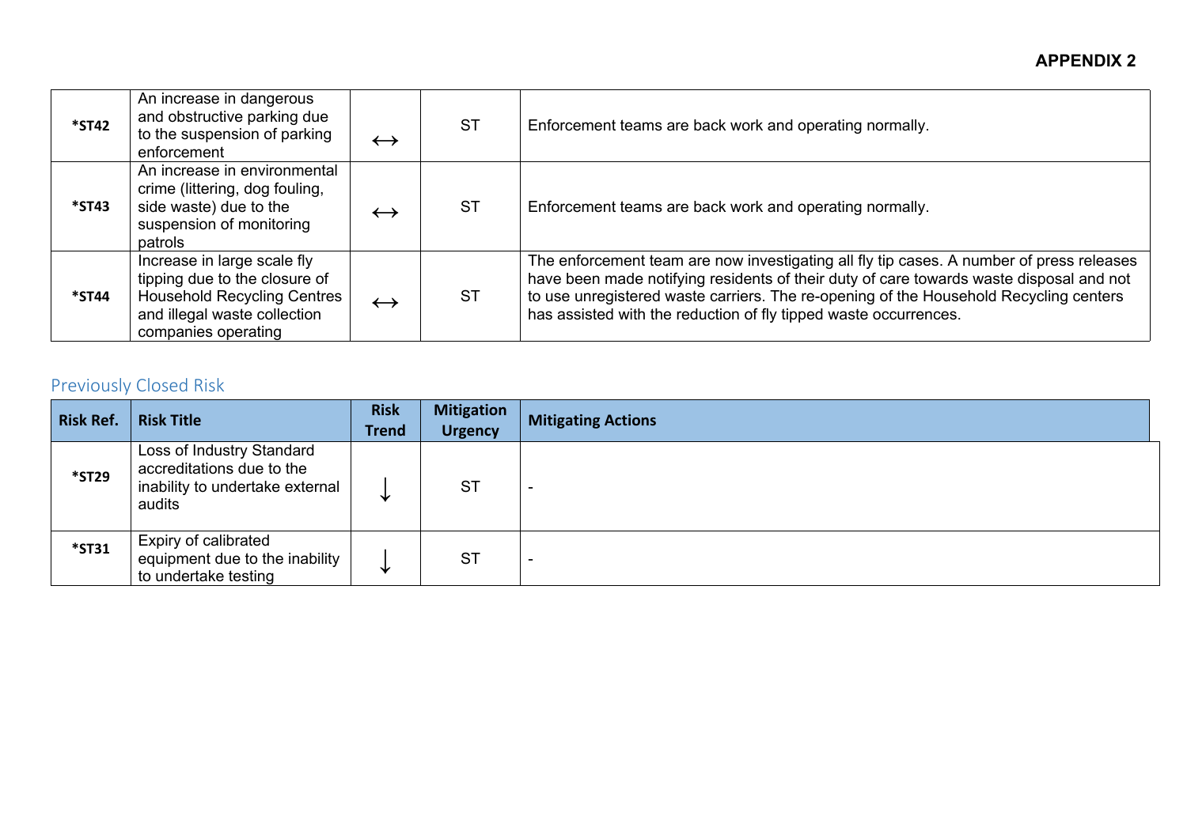**APPENDIX 2**

| | | | | |
|---|---|---|---|---|
| *ST42 | An increase in dangerous and obstructive parking due to the suspension of parking enforcement | ↔ | ST | Enforcement teams are back work and operating normally. |
| *ST43 | An increase in environmental crime (littering, dog fouling, side waste) due to the suspension of monitoring patrols | ↔ | ST | Enforcement teams are back work and operating normally. |
| *ST44 | Increase in large scale fly tipping due to the closure of Household Recycling Centres and illegal waste collection companies operating | ↔ | ST | The enforcement team are now investigating all fly tip cases. A number of press releases have been made notifying residents of their duty of care towards waste disposal and not to use unregistered waste carriers. The re-opening of the Household Recycling centers has assisted with the reduction of fly tipped waste occurrences. |

## Previously Closed Risk

| Risk Ref. | Risk Title | Risk Trend | Mitigation Urgency | Mitigating Actions |
|---|---|---|---|---|
| *ST29 | Loss of Industry Standard accreditations due to the inability to undertake external audits | ↓ | ST | - |
| *ST31 | Expiry of calibrated equipment due to the inability to undertake testing | ↓ | ST | - |